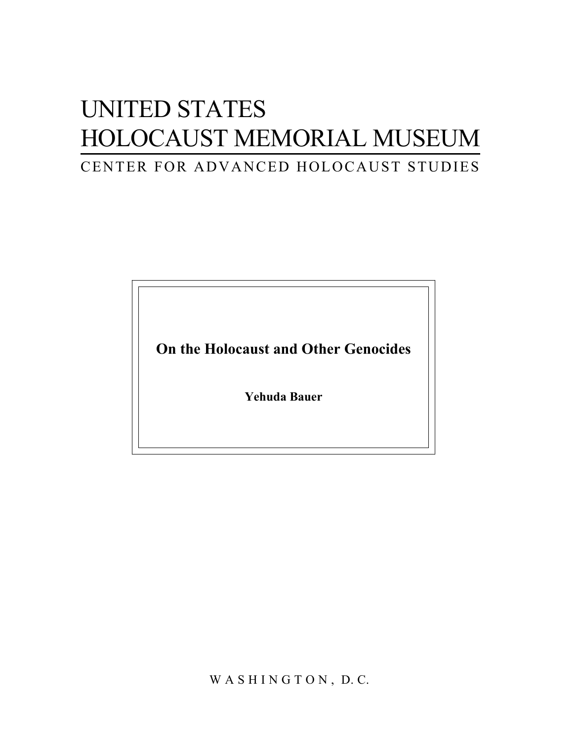# UNITED STATES HOLOCAUST MEMORIAL MUSEUM

CENTER FOR ADVANCED HOLOCAUST STUDIES

**On the Holocaust and Other Genocides**

**Yehuda Bauer**

WASHINGTON, D.C.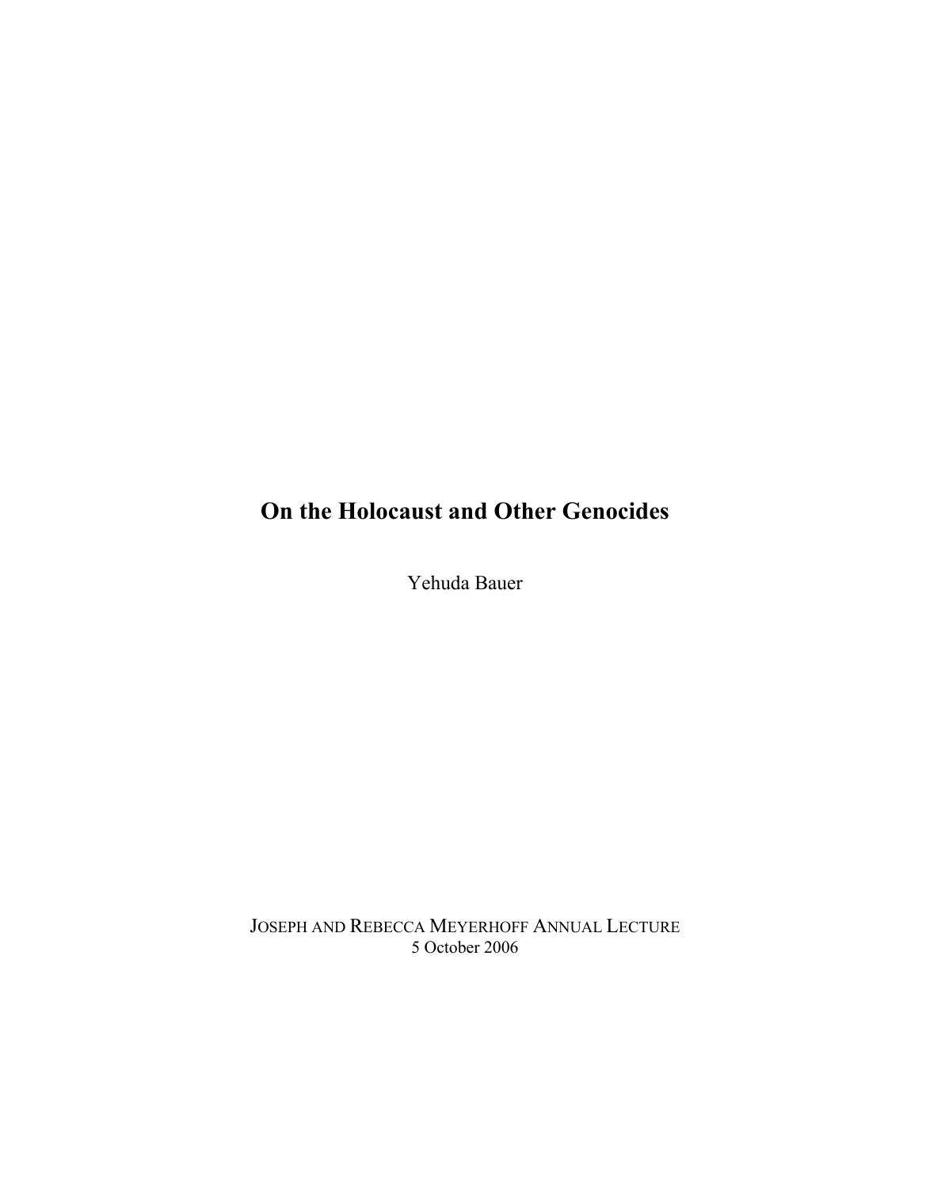# On the Holocaust and Other Genocides

Yehuda Bauer

JOSEPH AND REBECCA MEYERHOFF ANNUAL LECTURE
5 October 2006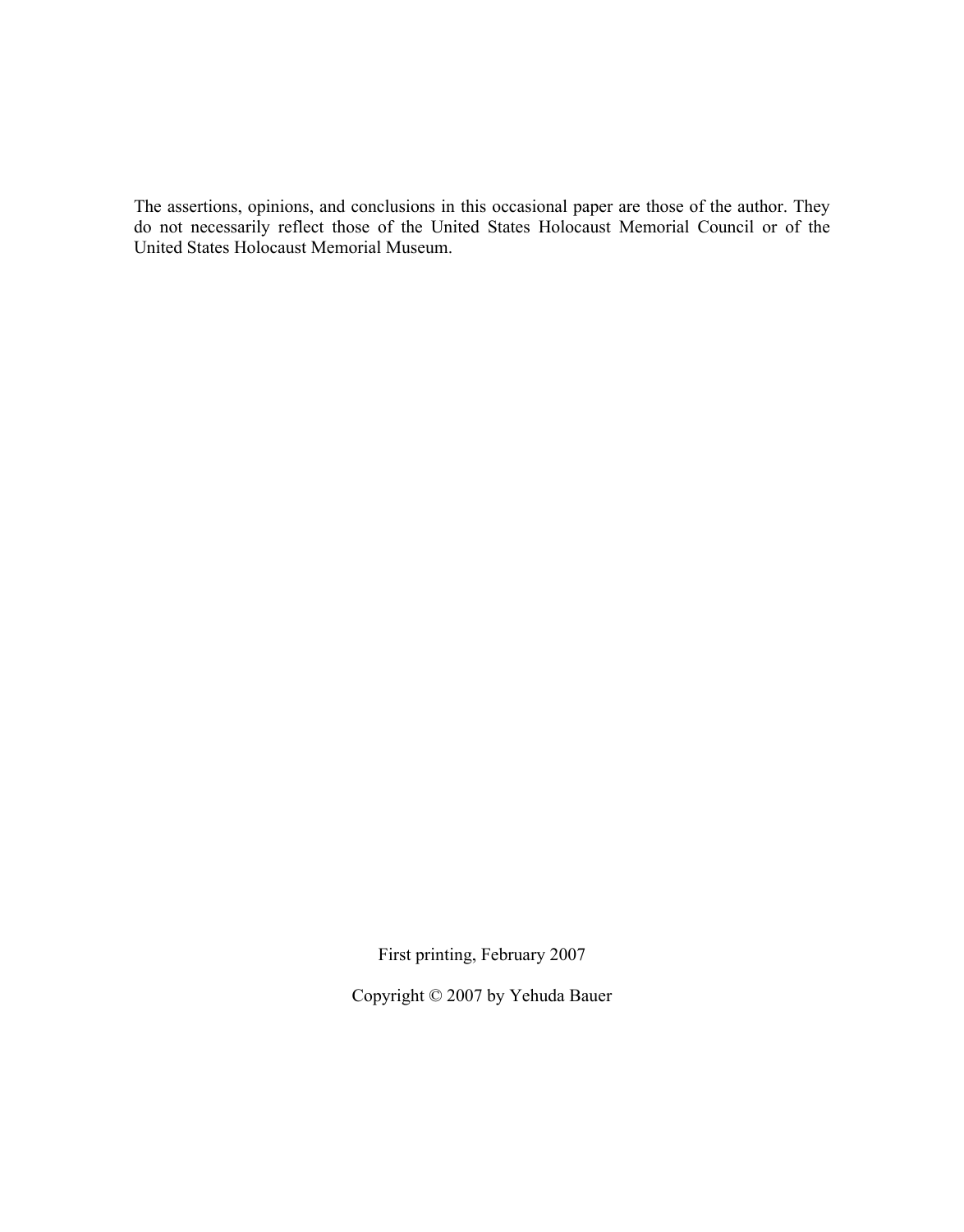The assertions, opinions, and conclusions in this occasional paper are those of the author. They do not necessarily reflect those of the United States Holocaust Memorial Council or of the United States Holocaust Memorial Museum.

First printing, February 2007

Copyright © 2007 by Yehuda Bauer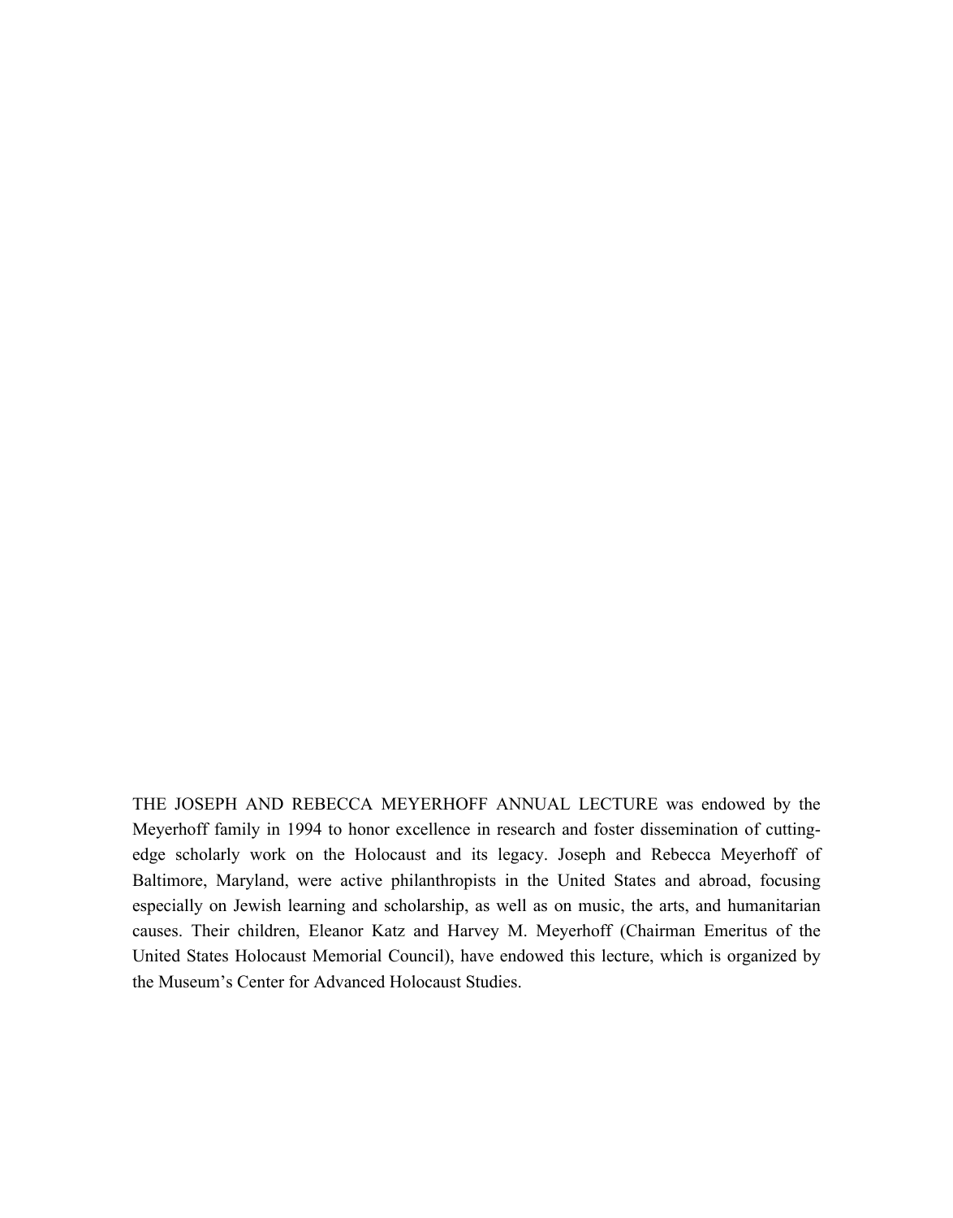THE JOSEPH AND REBECCA MEYERHOFF ANNUAL LECTURE was endowed by the Meyerhoff family in 1994 to honor excellence in research and foster dissemination of cutting-edge scholarly work on the Holocaust and its legacy. Joseph and Rebecca Meyerhoff of Baltimore, Maryland, were active philanthropists in the United States and abroad, focusing especially on Jewish learning and scholarship, as well as on music, the arts, and humanitarian causes. Their children, Eleanor Katz and Harvey M. Meyerhoff (Chairman Emeritus of the United States Holocaust Memorial Council), have endowed this lecture, which is organized by the Museum's Center for Advanced Holocaust Studies.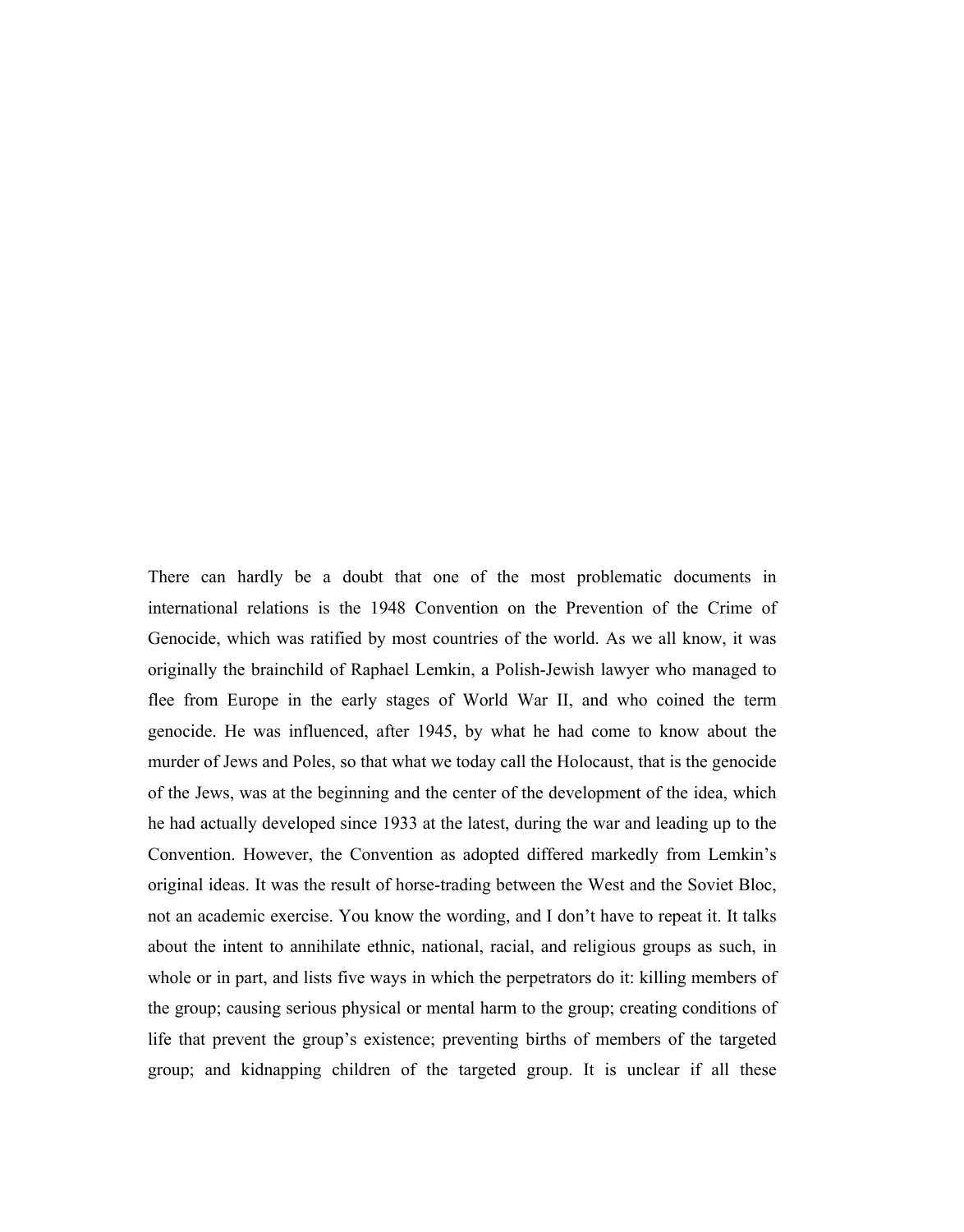There can hardly be a doubt that one of the most problematic documents in international relations is the 1948 Convention on the Prevention of the Crime of Genocide, which was ratified by most countries of the world. As we all know, it was originally the brainchild of Raphael Lemkin, a Polish-Jewish lawyer who managed to flee from Europe in the early stages of World War II, and who coined the term genocide. He was influenced, after 1945, by what he had come to know about the murder of Jews and Poles, so that what we today call the Holocaust, that is the genocide of the Jews, was at the beginning and the center of the development of the idea, which he had actually developed since 1933 at the latest, during the war and leading up to the Convention. However, the Convention as adopted differed markedly from Lemkin's original ideas. It was the result of horse-trading between the West and the Soviet Bloc, not an academic exercise. You know the wording, and I don't have to repeat it. It talks about the intent to annihilate ethnic, national, racial, and religious groups as such, in whole or in part, and lists five ways in which the perpetrators do it: killing members of the group; causing serious physical or mental harm to the group; creating conditions of life that prevent the group's existence; preventing births of members of the targeted group; and kidnapping children of the targeted group. It is unclear if all these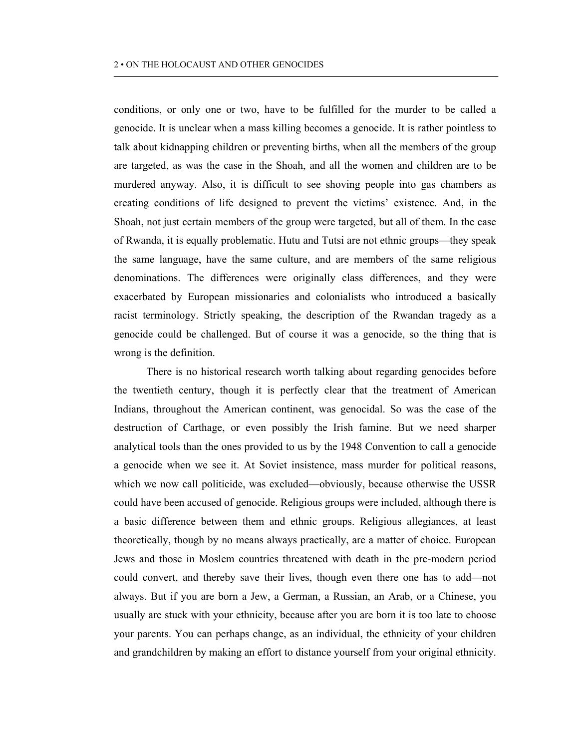conditions, or only one or two, have to be fulfilled for the murder to be called a genocide. It is unclear when a mass killing becomes a genocide. It is rather pointless to talk about kidnapping children or preventing births, when all the members of the group are targeted, as was the case in the Shoah, and all the women and children are to be murdered anyway. Also, it is difficult to see shoving people into gas chambers as creating conditions of life designed to prevent the victims' existence. And, in the Shoah, not just certain members of the group were targeted, but all of them. In the case of Rwanda, it is equally problematic. Hutu and Tutsi are not ethnic groups—they speak the same language, have the same culture, and are members of the same religious denominations. The differences were originally class differences, and they were exacerbated by European missionaries and colonialists who introduced a basically racist terminology. Strictly speaking, the description of the Rwandan tragedy as a genocide could be challenged. But of course it was a genocide, so the thing that is wrong is the definition.

There is no historical research worth talking about regarding genocides before the twentieth century, though it is perfectly clear that the treatment of American Indians, throughout the American continent, was genocidal. So was the case of the destruction of Carthage, or even possibly the Irish famine. But we need sharper analytical tools than the ones provided to us by the 1948 Convention to call a genocide a genocide when we see it. At Soviet insistence, mass murder for political reasons, which we now call politicide, was excluded—obviously, because otherwise the USSR could have been accused of genocide. Religious groups were included, although there is a basic difference between them and ethnic groups. Religious allegiances, at least theoretically, though by no means always practically, are a matter of choice. European Jews and those in Moslem countries threatened with death in the pre-modern period could convert, and thereby save their lives, though even there one has to add—not always. But if you are born a Jew, a German, a Russian, an Arab, or a Chinese, you usually are stuck with your ethnicity, because after you are born it is too late to choose your parents. You can perhaps change, as an individual, the ethnicity of your children and grandchildren by making an effort to distance yourself from your original ethnicity.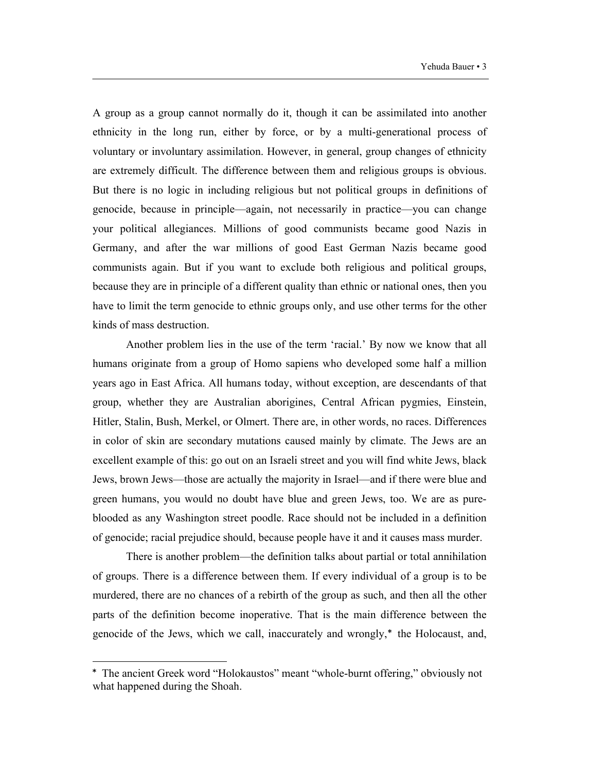A group as a group cannot normally do it, though it can be assimilated into another ethnicity in the long run, either by force, or by a multi-generational process of voluntary or involuntary assimilation. However, in general, group changes of ethnicity are extremely difficult. The difference between them and religious groups is obvious. But there is no logic in including religious but not political groups in definitions of genocide, because in principle—again, not necessarily in practice—you can change your political allegiances. Millions of good communists became good Nazis in Germany, and after the war millions of good East German Nazis became good communists again. But if you want to exclude both religious and political groups, because they are in principle of a different quality than ethnic or national ones, then you have to limit the term genocide to ethnic groups only, and use other terms for the other kinds of mass destruction.

Another problem lies in the use of the term 'racial.' By now we know that all humans originate from a group of Homo sapiens who developed some half a million years ago in East Africa. All humans today, without exception, are descendants of that group, whether they are Australian aborigines, Central African pygmies, Einstein, Hitler, Stalin, Bush, Merkel, or Olmert. There are, in other words, no races. Differences in color of skin are secondary mutations caused mainly by climate. The Jews are an excellent example of this: go out on an Israeli street and you will find white Jews, black Jews, brown Jews—those are actually the majority in Israel—and if there were blue and green humans, you would no doubt have blue and green Jews, too. We are as pure-blooded as any Washington street poodle. Race should not be included in a definition of genocide; racial prejudice should, because people have it and it causes mass murder.

There is another problem—the definition talks about partial or total annihilation of groups. There is a difference between them. If every individual of a group is to be murdered, there are no chances of a rebirth of the group as such, and then all the other parts of the definition become inoperative. That is the main difference between the genocide of the Jews, which we call, inaccurately and wrongly,* the Holocaust, and,

---

* The ancient Greek word "Holokaustos" meant "whole-burnt offering," obviously not what happened during the Shoah.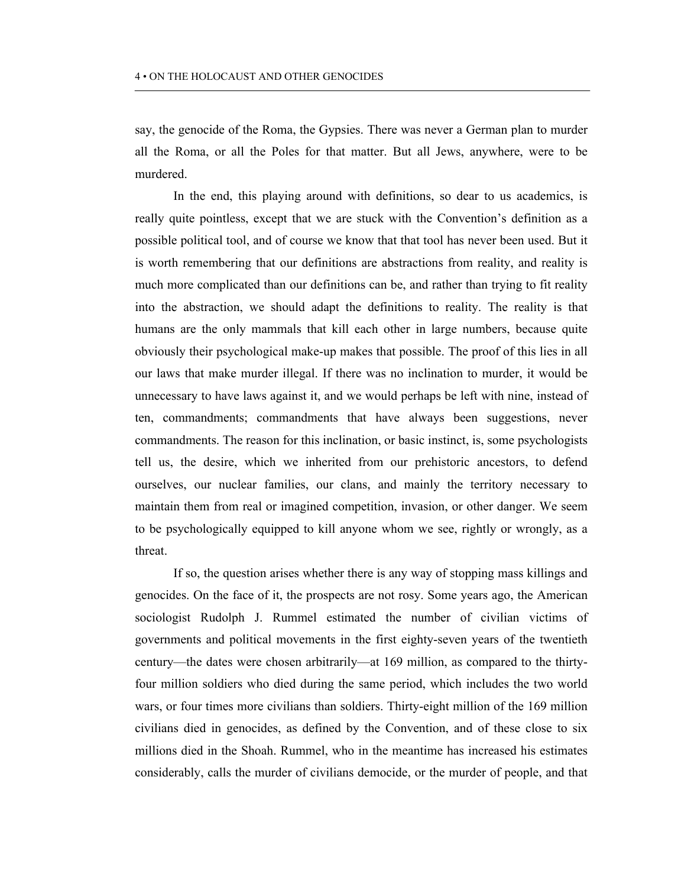say, the genocide of the Roma, the Gypsies. There was never a German plan to murder all the Roma, or all the Poles for that matter. But all Jews, anywhere, were to be murdered.

In the end, this playing around with definitions, so dear to us academics, is really quite pointless, except that we are stuck with the Convention's definition as a possible political tool, and of course we know that that tool has never been used. But it is worth remembering that our definitions are abstractions from reality, and reality is much more complicated than our definitions can be, and rather than trying to fit reality into the abstraction, we should adapt the definitions to reality. The reality is that humans are the only mammals that kill each other in large numbers, because quite obviously their psychological make-up makes that possible. The proof of this lies in all our laws that make murder illegal. If there was no inclination to murder, it would be unnecessary to have laws against it, and we would perhaps be left with nine, instead of ten, commandments; commandments that have always been suggestions, never commandments. The reason for this inclination, or basic instinct, is, some psychologists tell us, the desire, which we inherited from our prehistoric ancestors, to defend ourselves, our nuclear families, our clans, and mainly the territory necessary to maintain them from real or imagined competition, invasion, or other danger. We seem to be psychologically equipped to kill anyone whom we see, rightly or wrongly, as a threat.

If so, the question arises whether there is any way of stopping mass killings and genocides. On the face of it, the prospects are not rosy. Some years ago, the American sociologist Rudolph J. Rummel estimated the number of civilian victims of governments and political movements in the first eighty-seven years of the twentieth century—the dates were chosen arbitrarily—at 169 million, as compared to the thirty-four million soldiers who died during the same period, which includes the two world wars, or four times more civilians than soldiers. Thirty-eight million of the 169 million civilians died in genocides, as defined by the Convention, and of these close to six millions died in the Shoah. Rummel, who in the meantime has increased his estimates considerably, calls the murder of civilians democide, or the murder of people, and that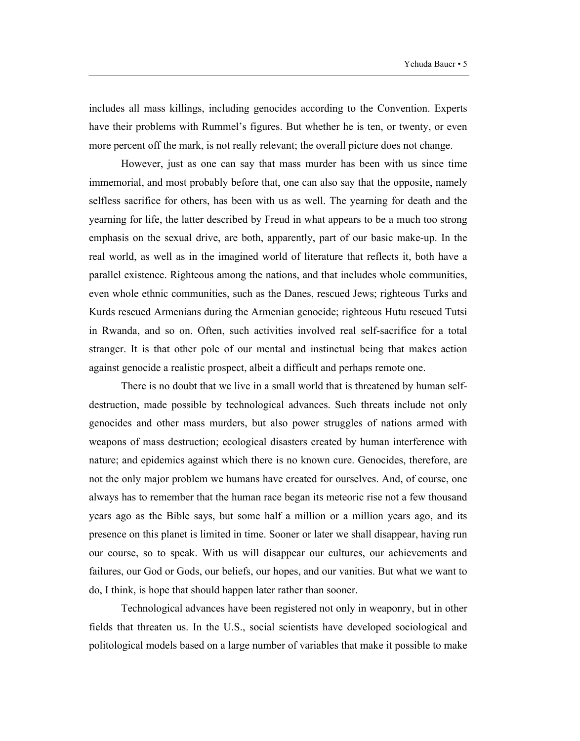includes all mass killings, including genocides according to the Convention. Experts have their problems with Rummel's figures. But whether he is ten, or twenty, or even more percent off the mark, is not really relevant; the overall picture does not change.

However, just as one can say that mass murder has been with us since time immemorial, and most probably before that, one can also say that the opposite, namely selfless sacrifice for others, has been with us as well. The yearning for death and the yearning for life, the latter described by Freud in what appears to be a much too strong emphasis on the sexual drive, are both, apparently, part of our basic make-up. In the real world, as well as in the imagined world of literature that reflects it, both have a parallel existence. Righteous among the nations, and that includes whole communities, even whole ethnic communities, such as the Danes, rescued Jews; righteous Turks and Kurds rescued Armenians during the Armenian genocide; righteous Hutu rescued Tutsi in Rwanda, and so on. Often, such activities involved real self-sacrifice for a total stranger. It is that other pole of our mental and instinctual being that makes action against genocide a realistic prospect, albeit a difficult and perhaps remote one.

There is no doubt that we live in a small world that is threatened by human self-destruction, made possible by technological advances. Such threats include not only genocides and other mass murders, but also power struggles of nations armed with weapons of mass destruction; ecological disasters created by human interference with nature; and epidemics against which there is no known cure. Genocides, therefore, are not the only major problem we humans have created for ourselves. And, of course, one always has to remember that the human race began its meteoric rise not a few thousand years ago as the Bible says, but some half a million or a million years ago, and its presence on this planet is limited in time. Sooner or later we shall disappear, having run our course, so to speak. With us will disappear our cultures, our achievements and failures, our God or Gods, our beliefs, our hopes, and our vanities. But what we want to do, I think, is hope that should happen later rather than sooner.

Technological advances have been registered not only in weaponry, but in other fields that threaten us. In the U.S., social scientists have developed sociological and politological models based on a large number of variables that make it possible to make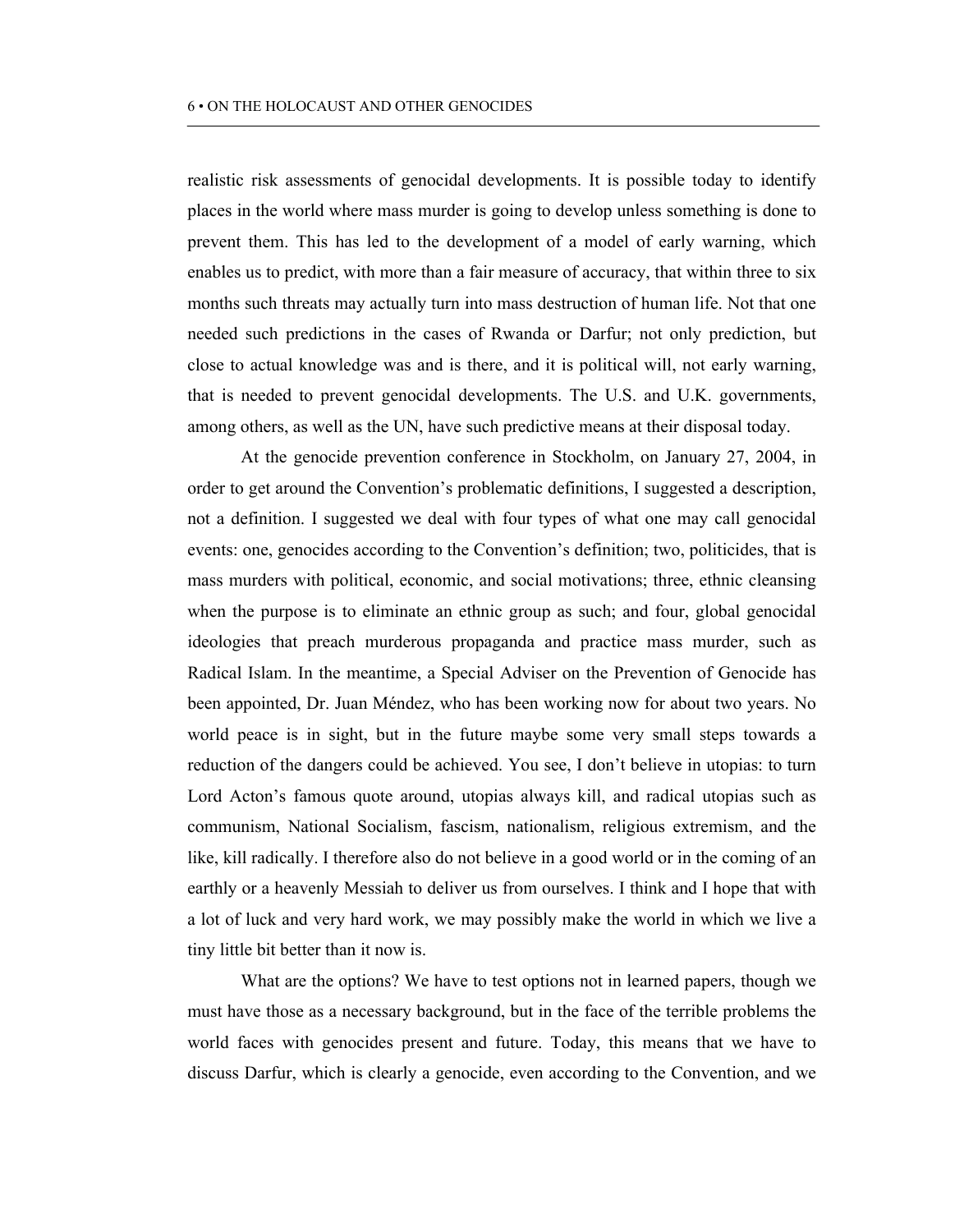realistic risk assessments of genocidal developments. It is possible today to identify places in the world where mass murder is going to develop unless something is done to prevent them. This has led to the development of a model of early warning, which enables us to predict, with more than a fair measure of accuracy, that within three to six months such threats may actually turn into mass destruction of human life. Not that one needed such predictions in the cases of Rwanda or Darfur; not only prediction, but close to actual knowledge was and is there, and it is political will, not early warning, that is needed to prevent genocidal developments. The U.S. and U.K. governments, among others, as well as the UN, have such predictive means at their disposal today.

At the genocide prevention conference in Stockholm, on January 27, 2004, in order to get around the Convention's problematic definitions, I suggested a description, not a definition. I suggested we deal with four types of what one may call genocidal events: one, genocides according to the Convention's definition; two, politicides, that is mass murders with political, economic, and social motivations; three, ethnic cleansing when the purpose is to eliminate an ethnic group as such; and four, global genocidal ideologies that preach murderous propaganda and practice mass murder, such as Radical Islam. In the meantime, a Special Adviser on the Prevention of Genocide has been appointed, Dr. Juan Méndez, who has been working now for about two years. No world peace is in sight, but in the future maybe some very small steps towards a reduction of the dangers could be achieved. You see, I don't believe in utopias: to turn Lord Acton's famous quote around, utopias always kill, and radical utopias such as communism, National Socialism, fascism, nationalism, religious extremism, and the like, kill radically. I therefore also do not believe in a good world or in the coming of an earthly or a heavenly Messiah to deliver us from ourselves. I think and I hope that with a lot of luck and very hard work, we may possibly make the world in which we live a tiny little bit better than it now is.

What are the options? We have to test options not in learned papers, though we must have those as a necessary background, but in the face of the terrible problems the world faces with genocides present and future. Today, this means that we have to discuss Darfur, which is clearly a genocide, even according to the Convention, and we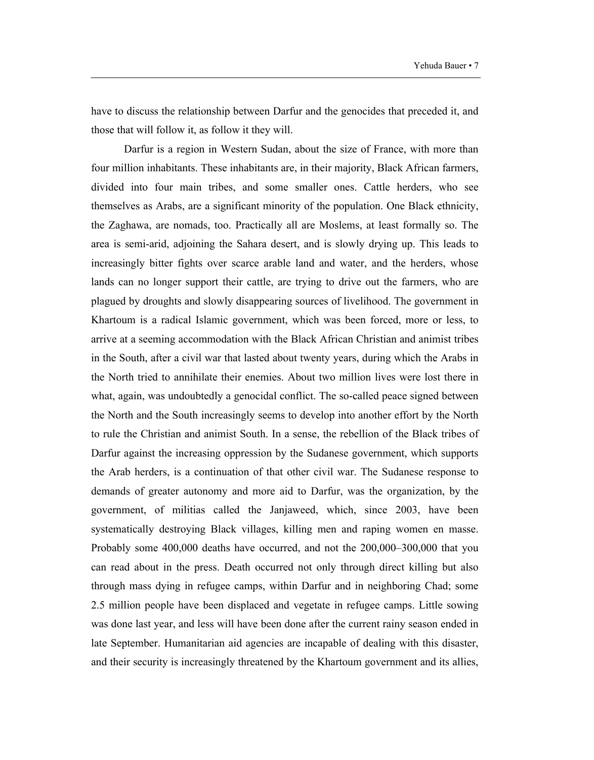have to discuss the relationship between Darfur and the genocides that preceded it, and those that will follow it, as follow it they will.

Darfur is a region in Western Sudan, about the size of France, with more than four million inhabitants. These inhabitants are, in their majority, Black African farmers, divided into four main tribes, and some smaller ones. Cattle herders, who see themselves as Arabs, are a significant minority of the population. One Black ethnicity, the Zaghawa, are nomads, too. Practically all are Moslems, at least formally so. The area is semi-arid, adjoining the Sahara desert, and is slowly drying up. This leads to increasingly bitter fights over scarce arable land and water, and the herders, whose lands can no longer support their cattle, are trying to drive out the farmers, who are plagued by droughts and slowly disappearing sources of livelihood. The government in Khartoum is a radical Islamic government, which was been forced, more or less, to arrive at a seeming accommodation with the Black African Christian and animist tribes in the South, after a civil war that lasted about twenty years, during which the Arabs in the North tried to annihilate their enemies. About two million lives were lost there in what, again, was undoubtedly a genocidal conflict. The so-called peace signed between the North and the South increasingly seems to develop into another effort by the North to rule the Christian and animist South. In a sense, the rebellion of the Black tribes of Darfur against the increasing oppression by the Sudanese government, which supports the Arab herders, is a continuation of that other civil war. The Sudanese response to demands of greater autonomy and more aid to Darfur, was the organization, by the government, of militias called the Janjaweed, which, since 2003, have been systematically destroying Black villages, killing men and raping women en masse. Probably some 400,000 deaths have occurred, and not the 200,000–300,000 that you can read about in the press. Death occurred not only through direct killing but also through mass dying in refugee camps, within Darfur and in neighboring Chad; some 2.5 million people have been displaced and vegetate in refugee camps. Little sowing was done last year, and less will have been done after the current rainy season ended in late September. Humanitarian aid agencies are incapable of dealing with this disaster, and their security is increasingly threatened by the Khartoum government and its allies,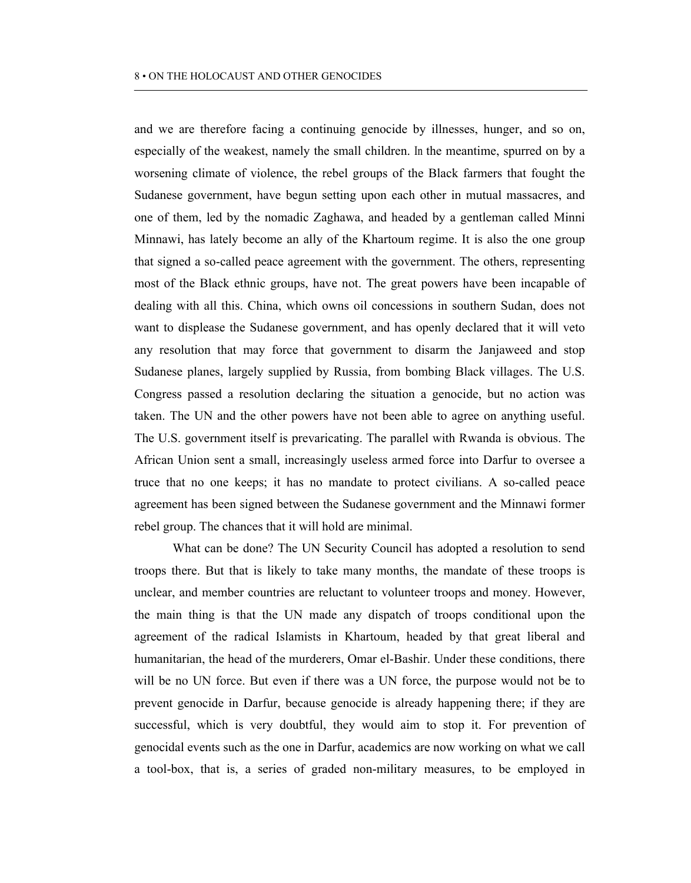and we are therefore facing a continuing genocide by illnesses, hunger, and so on, especially of the weakest, namely the small children. In the meantime, spurred on by a worsening climate of violence, the rebel groups of the Black farmers that fought the Sudanese government, have begun setting upon each other in mutual massacres, and one of them, led by the nomadic Zaghawa, and headed by a gentleman called Minni Minnawi, has lately become an ally of the Khartoum regime. It is also the one group that signed a so-called peace agreement with the government. The others, representing most of the Black ethnic groups, have not. The great powers have been incapable of dealing with all this. China, which owns oil concessions in southern Sudan, does not want to displease the Sudanese government, and has openly declared that it will veto any resolution that may force that government to disarm the Janjaweed and stop Sudanese planes, largely supplied by Russia, from bombing Black villages. The U.S. Congress passed a resolution declaring the situation a genocide, but no action was taken. The UN and the other powers have not been able to agree on anything useful. The U.S. government itself is prevaricating. The parallel with Rwanda is obvious. The African Union sent a small, increasingly useless armed force into Darfur to oversee a truce that no one keeps; it has no mandate to protect civilians. A so-called peace agreement has been signed between the Sudanese government and the Minnawi former rebel group. The chances that it will hold are minimal.

What can be done? The UN Security Council has adopted a resolution to send troops there. But that is likely to take many months, the mandate of these troops is unclear, and member countries are reluctant to volunteer troops and money. However, the main thing is that the UN made any dispatch of troops conditional upon the agreement of the radical Islamists in Khartoum, headed by that great liberal and humanitarian, the head of the murderers, Omar el-Bashir. Under these conditions, there will be no UN force. But even if there was a UN force, the purpose would not be to prevent genocide in Darfur, because genocide is already happening there; if they are successful, which is very doubtful, they would aim to stop it. For prevention of genocidal events such as the one in Darfur, academics are now working on what we call a tool-box, that is, a series of graded non-military measures, to be employed in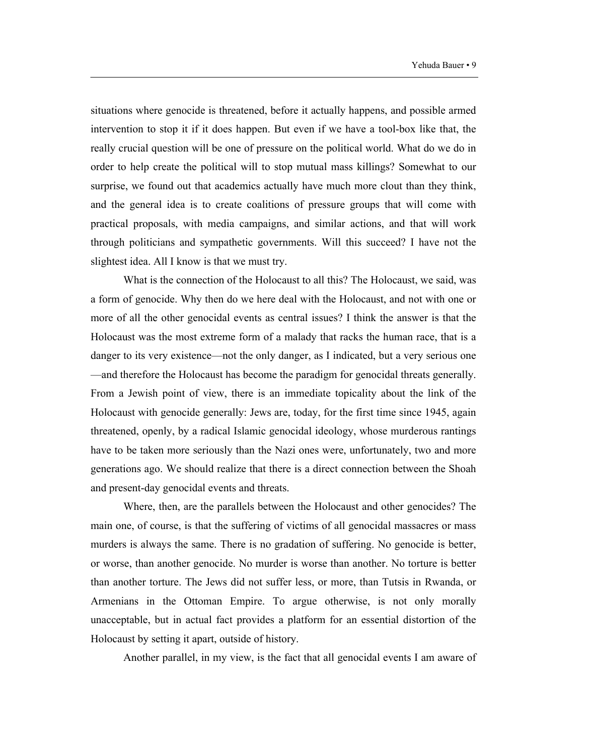situations where genocide is threatened, before it actually happens, and possible armed intervention to stop it if it does happen. But even if we have a tool-box like that, the really crucial question will be one of pressure on the political world. What do we do in order to help create the political will to stop mutual mass killings? Somewhat to our surprise, we found out that academics actually have much more clout than they think, and the general idea is to create coalitions of pressure groups that will come with practical proposals, with media campaigns, and similar actions, and that will work through politicians and sympathetic governments. Will this succeed? I have not the slightest idea. All I know is that we must try.

What is the connection of the Holocaust to all this? The Holocaust, we said, was a form of genocide. Why then do we here deal with the Holocaust, and not with one or more of all the other genocidal events as central issues? I think the answer is that the Holocaust was the most extreme form of a malady that racks the human race, that is a danger to its very existence—not the only danger, as I indicated, but a very serious one—and therefore the Holocaust has become the paradigm for genocidal threats generally. From a Jewish point of view, there is an immediate topicality about the link of the Holocaust with genocide generally: Jews are, today, for the first time since 1945, again threatened, openly, by a radical Islamic genocidal ideology, whose murderous rantings have to be taken more seriously than the Nazi ones were, unfortunately, two and more generations ago. We should realize that there is a direct connection between the Shoah and present-day genocidal events and threats.

Where, then, are the parallels between the Holocaust and other genocides? The main one, of course, is that the suffering of victims of all genocidal massacres or mass murders is always the same. There is no gradation of suffering. No genocide is better, or worse, than another genocide. No murder is worse than another. No torture is better than another torture. The Jews did not suffer less, or more, than Tutsis in Rwanda, or Armenians in the Ottoman Empire. To argue otherwise, is not only morally unacceptable, but in actual fact provides a platform for an essential distortion of the Holocaust by setting it apart, outside of history.

Another parallel, in my view, is the fact that all genocidal events I am aware of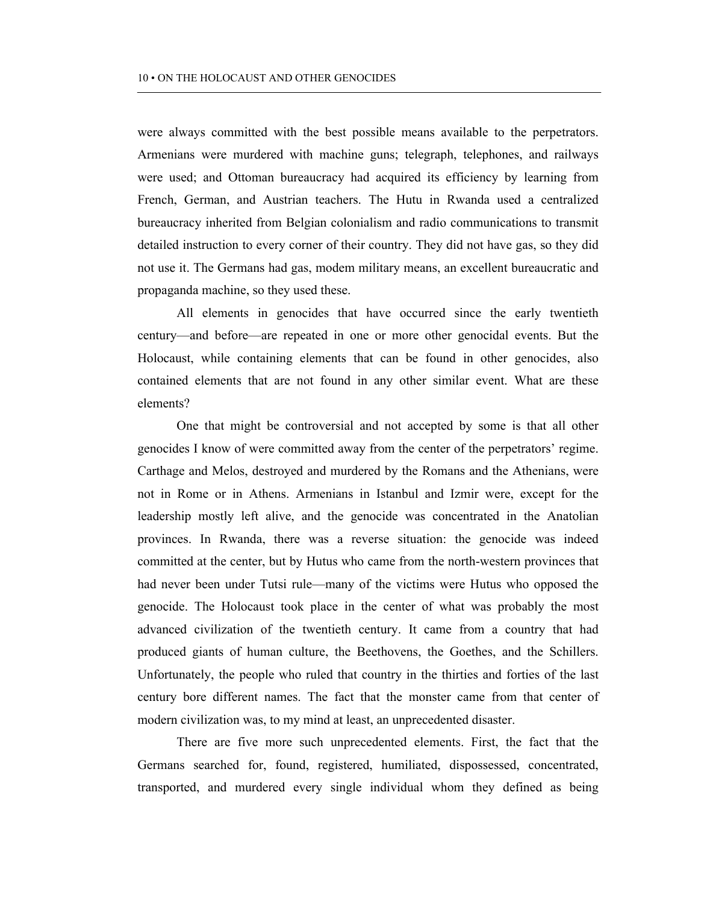were always committed with the best possible means available to the perpetrators. Armenians were murdered with machine guns; telegraph, telephones, and railways were used; and Ottoman bureaucracy had acquired its efficiency by learning from French, German, and Austrian teachers. The Hutu in Rwanda used a centralized bureaucracy inherited from Belgian colonialism and radio communications to transmit detailed instruction to every corner of their country. They did not have gas, so they did not use it. The Germans had gas, modem military means, an excellent bureaucratic and propaganda machine, so they used these.

All elements in genocides that have occurred since the early twentieth century—and before—are repeated in one or more other genocidal events. But the Holocaust, while containing elements that can be found in other genocides, also contained elements that are not found in any other similar event. What are these elements?

One that might be controversial and not accepted by some is that all other genocides I know of were committed away from the center of the perpetrators' regime. Carthage and Melos, destroyed and murdered by the Romans and the Athenians, were not in Rome or in Athens. Armenians in Istanbul and Izmir were, except for the leadership mostly left alive, and the genocide was concentrated in the Anatolian provinces. In Rwanda, there was a reverse situation: the genocide was indeed committed at the center, but by Hutus who came from the north-western provinces that had never been under Tutsi rule—many of the victims were Hutus who opposed the genocide. The Holocaust took place in the center of what was probably the most advanced civilization of the twentieth century. It came from a country that had produced giants of human culture, the Beethovens, the Goethes, and the Schillers. Unfortunately, the people who ruled that country in the thirties and forties of the last century bore different names. The fact that the monster came from that center of modern civilization was, to my mind at least, an unprecedented disaster.

There are five more such unprecedented elements. First, the fact that the Germans searched for, found, registered, humiliated, dispossessed, concentrated, transported, and murdered every single individual whom they defined as being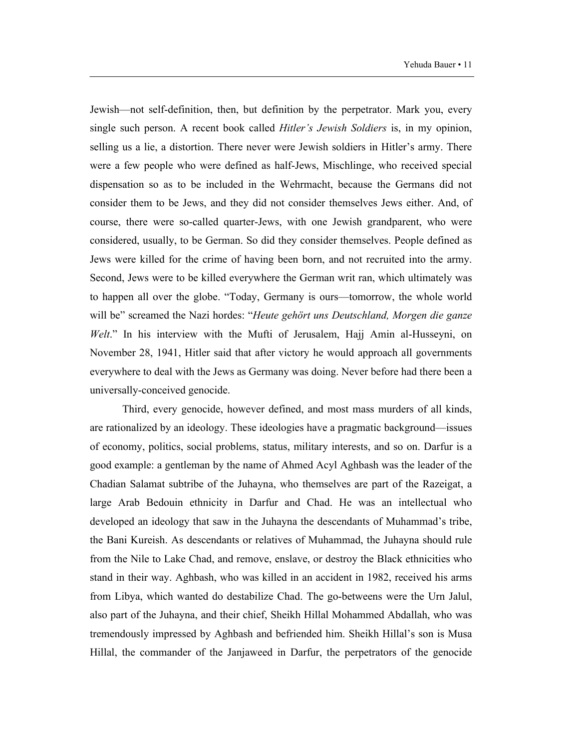Jewish—not self-definition, then, but definition by the perpetrator. Mark you, every single such person. A recent book called *Hitler's Jewish Soldiers* is, in my opinion, selling us a lie, a distortion. There never were Jewish soldiers in Hitler's army. There were a few people who were defined as half-Jews, Mischlinge, who received special dispensation so as to be included in the Wehrmacht, because the Germans did not consider them to be Jews, and they did not consider themselves Jews either. And, of course, there were so-called quarter-Jews, with one Jewish grandparent, who were considered, usually, to be German. So did they consider themselves. People defined as Jews were killed for the crime of having been born, and not recruited into the army. Second, Jews were to be killed everywhere the German writ ran, which ultimately was to happen all over the globe. "Today, Germany is ours—tomorrow, the whole world will be" screamed the Nazi hordes: "*Heute gehört uns Deutschland, Morgen die ganze Welt*." In his interview with the Mufti of Jerusalem, Hajj Amin al-Husseyni, on November 28, 1941, Hitler said that after victory he would approach all governments everywhere to deal with the Jews as Germany was doing. Never before had there been a universally-conceived genocide.

Third, every genocide, however defined, and most mass murders of all kinds, are rationalized by an ideology. These ideologies have a pragmatic background—issues of economy, politics, social problems, status, military interests, and so on. Darfur is a good example: a gentleman by the name of Ahmed Acyl Aghbash was the leader of the Chadian Salamat subtribe of the Juhayna, who themselves are part of the Razeigat, a large Arab Bedouin ethnicity in Darfur and Chad. He was an intellectual who developed an ideology that saw in the Juhayna the descendants of Muhammad's tribe, the Bani Kureish. As descendants or relatives of Muhammad, the Juhayna should rule from the Nile to Lake Chad, and remove, enslave, or destroy the Black ethnicities who stand in their way. Aghbash, who was killed in an accident in 1982, received his arms from Libya, which wanted do destabilize Chad. The go-betweens were the Urn Jalul, also part of the Juhayna, and their chief, Sheikh Hillal Mohammed Abdallah, who was tremendously impressed by Aghbash and befriended him. Sheikh Hillal's son is Musa Hillal, the commander of the Janjaweed in Darfur, the perpetrators of the genocide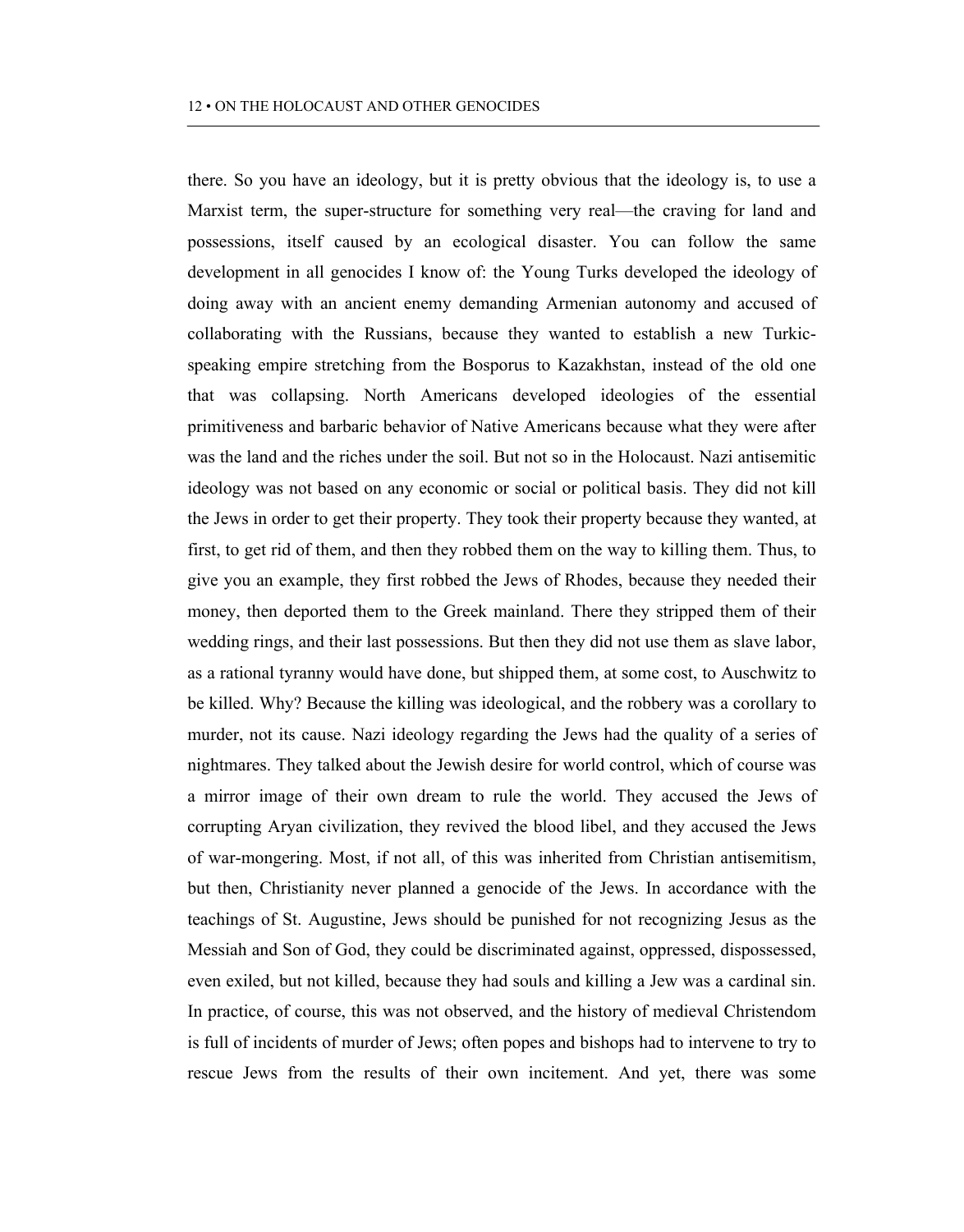there. So you have an ideology, but it is pretty obvious that the ideology is, to use a Marxist term, the super-structure for something very real—the craving for land and possessions, itself caused by an ecological disaster. You can follow the same development in all genocides I know of: the Young Turks developed the ideology of doing away with an ancient enemy demanding Armenian autonomy and accused of collaborating with the Russians, because they wanted to establish a new Turkic-speaking empire stretching from the Bosporus to Kazakhstan, instead of the old one that was collapsing. North Americans developed ideologies of the essential primitiveness and barbaric behavior of Native Americans because what they were after was the land and the riches under the soil. But not so in the Holocaust. Nazi antisemitic ideology was not based on any economic or social or political basis. They did not kill the Jews in order to get their property. They took their property because they wanted, at first, to get rid of them, and then they robbed them on the way to killing them. Thus, to give you an example, they first robbed the Jews of Rhodes, because they needed their money, then deported them to the Greek mainland. There they stripped them of their wedding rings, and their last possessions. But then they did not use them as slave labor, as a rational tyranny would have done, but shipped them, at some cost, to Auschwitz to be killed. Why? Because the killing was ideological, and the robbery was a corollary to murder, not its cause. Nazi ideology regarding the Jews had the quality of a series of nightmares. They talked about the Jewish desire for world control, which of course was a mirror image of their own dream to rule the world. They accused the Jews of corrupting Aryan civilization, they revived the blood libel, and they accused the Jews of war-mongering. Most, if not all, of this was inherited from Christian antisemitism, but then, Christianity never planned a genocide of the Jews. In accordance with the teachings of St. Augustine, Jews should be punished for not recognizing Jesus as the Messiah and Son of God, they could be discriminated against, oppressed, dispossessed, even exiled, but not killed, because they had souls and killing a Jew was a cardinal sin. In practice, of course, this was not observed, and the history of medieval Christendom is full of incidents of murder of Jews; often popes and bishops had to intervene to try to rescue Jews from the results of their own incitement. And yet, there was some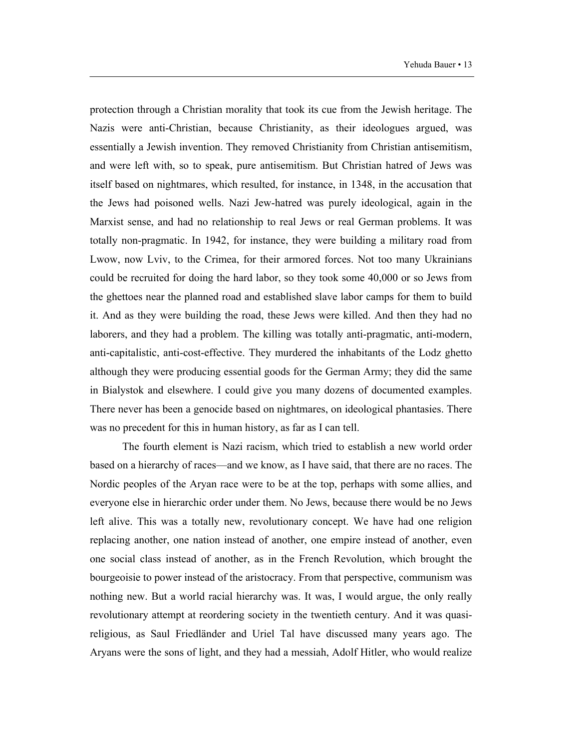protection through a Christian morality that took its cue from the Jewish heritage. The Nazis were anti-Christian, because Christianity, as their ideologues argued, was essentially a Jewish invention. They removed Christianity from Christian antisemitism, and were left with, so to speak, pure antisemitism. But Christian hatred of Jews was itself based on nightmares, which resulted, for instance, in 1348, in the accusation that the Jews had poisoned wells. Nazi Jew-hatred was purely ideological, again in the Marxist sense, and had no relationship to real Jews or real German problems. It was totally non-pragmatic. In 1942, for instance, they were building a military road from Lwow, now Lviv, to the Crimea, for their armored forces. Not too many Ukrainians could be recruited for doing the hard labor, so they took some 40,000 or so Jews from the ghettoes near the planned road and established slave labor camps for them to build it. And as they were building the road, these Jews were killed. And then they had no laborers, and they had a problem. The killing was totally anti-pragmatic, anti-modern, anti-capitalistic, anti-cost-effective. They murdered the inhabitants of the Lodz ghetto although they were producing essential goods for the German Army; they did the same in Bialystok and elsewhere. I could give you many dozens of documented examples. There never has been a genocide based on nightmares, on ideological phantasies. There was no precedent for this in human history, as far as I can tell.

The fourth element is Nazi racism, which tried to establish a new world order based on a hierarchy of races—and we know, as I have said, that there are no races. The Nordic peoples of the Aryan race were to be at the top, perhaps with some allies, and everyone else in hierarchic order under them. No Jews, because there would be no Jews left alive. This was a totally new, revolutionary concept. We have had one religion replacing another, one nation instead of another, one empire instead of another, even one social class instead of another, as in the French Revolution, which brought the bourgeoisie to power instead of the aristocracy. From that perspective, communism was nothing new. But a world racial hierarchy was. It was, I would argue, the only really revolutionary attempt at reordering society in the twentieth century. And it was quasi-religious, as Saul Friedländer and Uriel Tal have discussed many years ago. The Aryans were the sons of light, and they had a messiah, Adolf Hitler, who would realize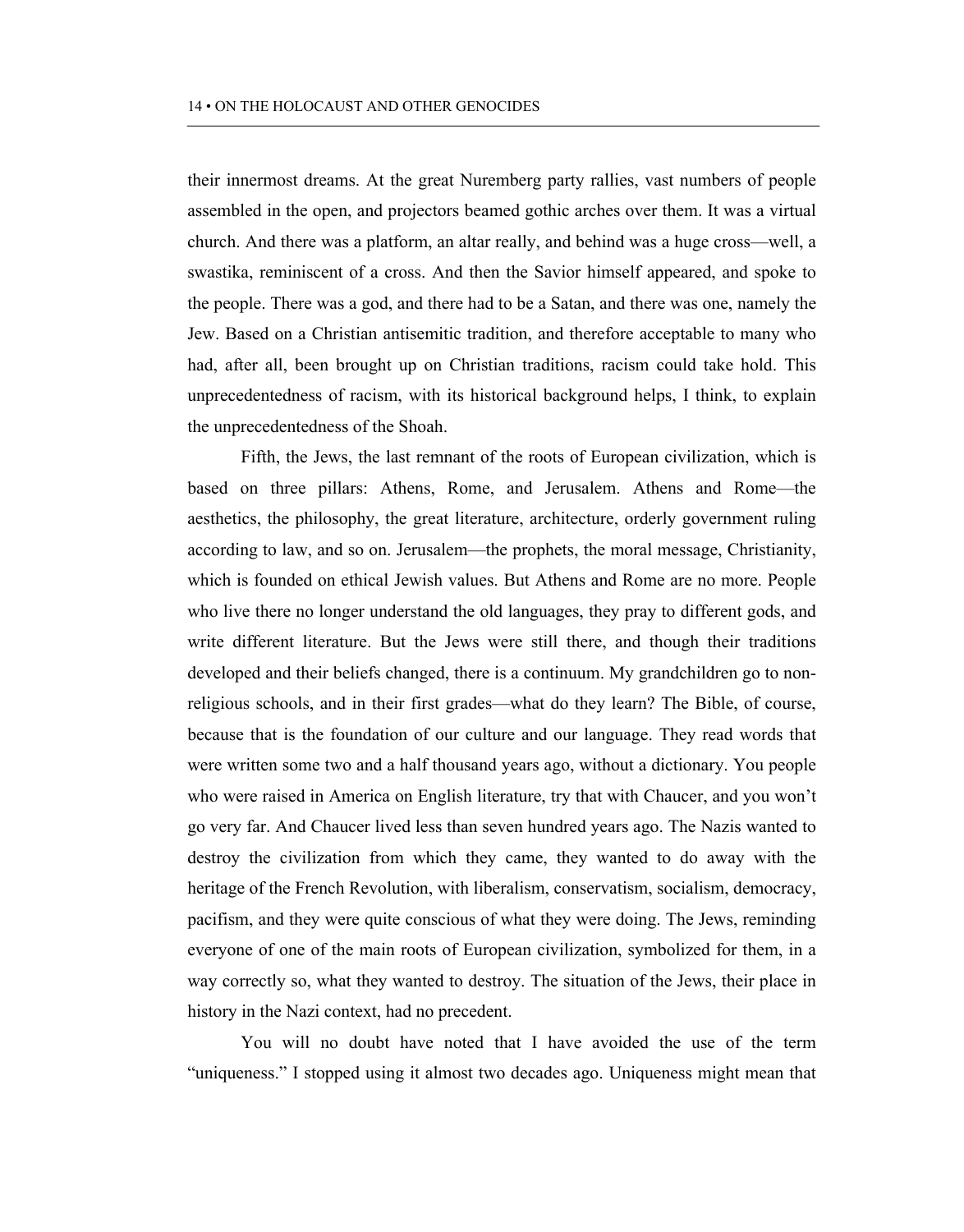their innermost dreams. At the great Nuremberg party rallies, vast numbers of people assembled in the open, and projectors beamed gothic arches over them. It was a virtual church. And there was a platform, an altar really, and behind was a huge cross—well, a swastika, reminiscent of a cross. And then the Savior himself appeared, and spoke to the people. There was a god, and there had to be a Satan, and there was one, namely the Jew. Based on a Christian antisemitic tradition, and therefore acceptable to many who had, after all, been brought up on Christian traditions, racism could take hold. This unprecedentedness of racism, with its historical background helps, I think, to explain the unprecedentedness of the Shoah.

Fifth, the Jews, the last remnant of the roots of European civilization, which is based on three pillars: Athens, Rome, and Jerusalem. Athens and Rome—the aesthetics, the philosophy, the great literature, architecture, orderly government ruling according to law, and so on. Jerusalem—the prophets, the moral message, Christianity, which is founded on ethical Jewish values. But Athens and Rome are no more. People who live there no longer understand the old languages, they pray to different gods, and write different literature. But the Jews were still there, and though their traditions developed and their beliefs changed, there is a continuum. My grandchildren go to non-religious schools, and in their first grades—what do they learn? The Bible, of course, because that is the foundation of our culture and our language. They read words that were written some two and a half thousand years ago, without a dictionary. You people who were raised in America on English literature, try that with Chaucer, and you won't go very far. And Chaucer lived less than seven hundred years ago. The Nazis wanted to destroy the civilization from which they came, they wanted to do away with the heritage of the French Revolution, with liberalism, conservatism, socialism, democracy, pacifism, and they were quite conscious of what they were doing. The Jews, reminding everyone of one of the main roots of European civilization, symbolized for them, in a way correctly so, what they wanted to destroy. The situation of the Jews, their place in history in the Nazi context, had no precedent.

You will no doubt have noted that I have avoided the use of the term "uniqueness." I stopped using it almost two decades ago. Uniqueness might mean that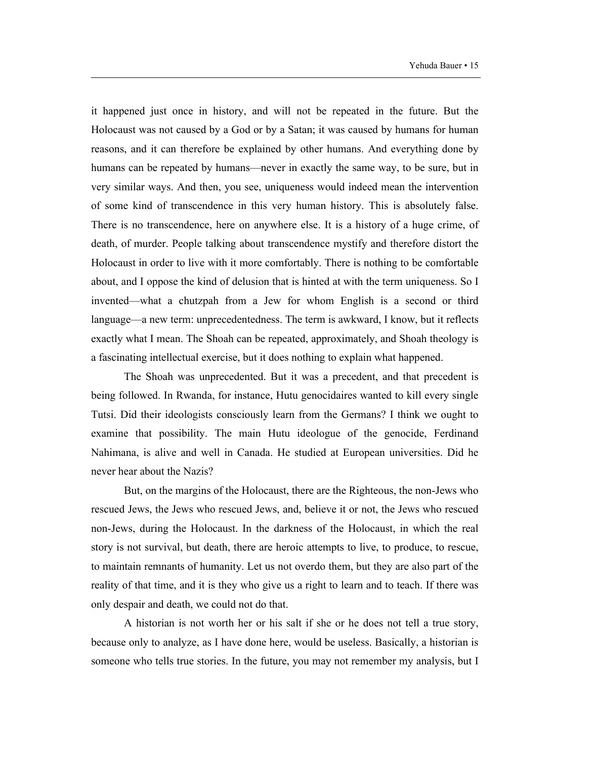it happened just once in history, and will not be repeated in the future. But the Holocaust was not caused by a God or by a Satan; it was caused by humans for human reasons, and it can therefore be explained by other humans. And everything done by humans can be repeated by humans—never in exactly the same way, to be sure, but in very similar ways. And then, you see, uniqueness would indeed mean the intervention of some kind of transcendence in this very human history. This is absolutely false. There is no transcendence, here on anywhere else. It is a history of a huge crime, of death, of murder. People talking about transcendence mystify and therefore distort the Holocaust in order to live with it more comfortably. There is nothing to be comfortable about, and I oppose the kind of delusion that is hinted at with the term uniqueness. So I invented—what a chutzpah from a Jew for whom English is a second or third language—a new term: unprecedentedness. The term is awkward, I know, but it reflects exactly what I mean. The Shoah can be repeated, approximately, and Shoah theology is a fascinating intellectual exercise, but it does nothing to explain what happened.

The Shoah was unprecedented. But it was a precedent, and that precedent is being followed. In Rwanda, for instance, Hutu genocidaires wanted to kill every single Tutsi. Did their ideologists consciously learn from the Germans? I think we ought to examine that possibility. The main Hutu ideologue of the genocide, Ferdinand Nahimana, is alive and well in Canada. He studied at European universities. Did he never hear about the Nazis?

But, on the margins of the Holocaust, there are the Righteous, the non-Jews who rescued Jews, the Jews who rescued Jews, and, believe it or not, the Jews who rescued non-Jews, during the Holocaust. In the darkness of the Holocaust, in which the real story is not survival, but death, there are heroic attempts to live, to produce, to rescue, to maintain remnants of humanity. Let us not overdo them, but they are also part of the reality of that time, and it is they who give us a right to learn and to teach. If there was only despair and death, we could not do that.

A historian is not worth her or his salt if she or he does not tell a true story, because only to analyze, as I have done here, would be useless. Basically, a historian is someone who tells true stories. In the future, you may not remember my analysis, but I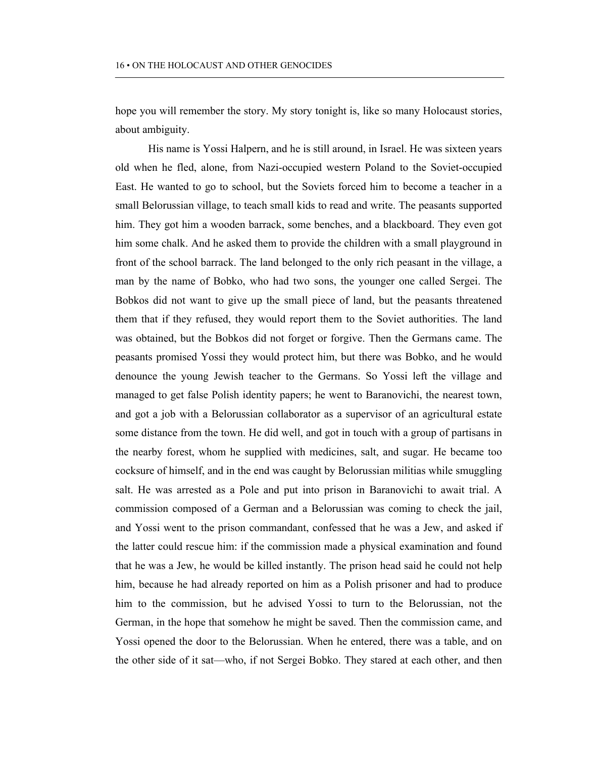hope you will remember the story. My story tonight is, like so many Holocaust stories, about ambiguity.

His name is Yossi Halpern, and he is still around, in Israel. He was sixteen years old when he fled, alone, from Nazi-occupied western Poland to the Soviet-occupied East. He wanted to go to school, but the Soviets forced him to become a teacher in a small Belorussian village, to teach small kids to read and write. The peasants supported him. They got him a wooden barrack, some benches, and a blackboard. They even got him some chalk. And he asked them to provide the children with a small playground in front of the school barrack. The land belonged to the only rich peasant in the village, a man by the name of Bobko, who had two sons, the younger one called Sergei. The Bobkos did not want to give up the small piece of land, but the peasants threatened them that if they refused, they would report them to the Soviet authorities. The land was obtained, but the Bobkos did not forget or forgive. Then the Germans came. The peasants promised Yossi they would protect him, but there was Bobko, and he would denounce the young Jewish teacher to the Germans. So Yossi left the village and managed to get false Polish identity papers; he went to Baranovichi, the nearest town, and got a job with a Belorussian collaborator as a supervisor of an agricultural estate some distance from the town. He did well, and got in touch with a group of partisans in the nearby forest, whom he supplied with medicines, salt, and sugar. He became too cocksure of himself, and in the end was caught by Belorussian militias while smuggling salt. He was arrested as a Pole and put into prison in Baranovichi to await trial. A commission composed of a German and a Belorussian was coming to check the jail, and Yossi went to the prison commandant, confessed that he was a Jew, and asked if the latter could rescue him: if the commission made a physical examination and found that he was a Jew, he would be killed instantly. The prison head said he could not help him, because he had already reported on him as a Polish prisoner and had to produce him to the commission, but he advised Yossi to turn to the Belorussian, not the German, in the hope that somehow he might be saved. Then the commission came, and Yossi opened the door to the Belorussian. When he entered, there was a table, and on the other side of it sat—who, if not Sergei Bobko. They stared at each other, and then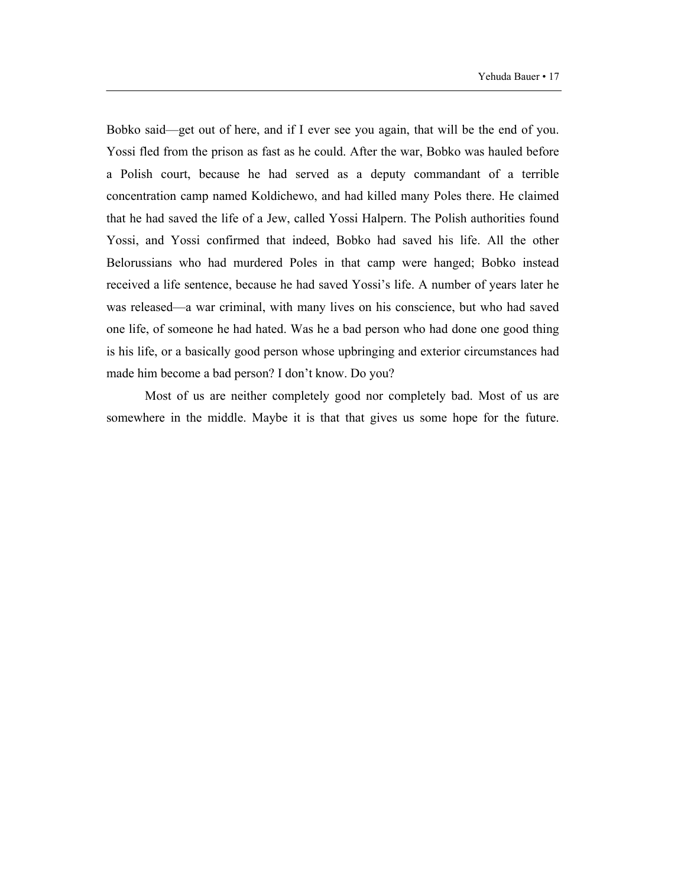Bobko said—get out of here, and if I ever see you again, that will be the end of you. Yossi fled from the prison as fast as he could. After the war, Bobko was hauled before a Polish court, because he had served as a deputy commandant of a terrible concentration camp named Koldichewo, and had killed many Poles there. He claimed that he had saved the life of a Jew, called Yossi Halpern. The Polish authorities found Yossi, and Yossi confirmed that indeed, Bobko had saved his life. All the other Belorussians who had murdered Poles in that camp were hanged; Bobko instead received a life sentence, because he had saved Yossi's life. A number of years later he was released—a war criminal, with many lives on his conscience, but who had saved one life, of someone he had hated. Was he a bad person who had done one good thing is his life, or a basically good person whose upbringing and exterior circumstances had made him become a bad person? I don't know. Do you?

Most of us are neither completely good nor completely bad. Most of us are somewhere in the middle. Maybe it is that that gives us some hope for the future.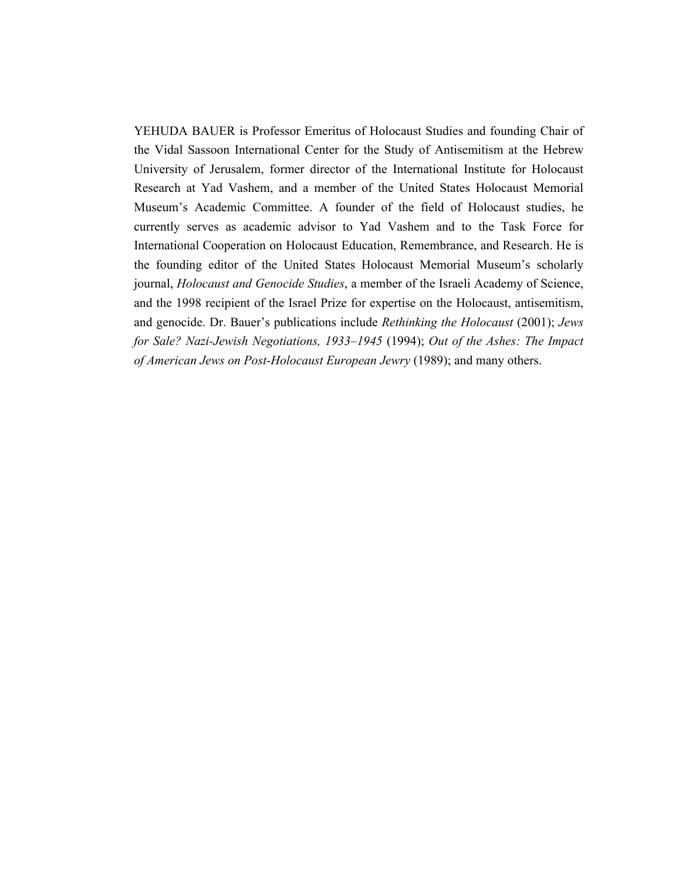YEHUDA BAUER is Professor Emeritus of Holocaust Studies and founding Chair of the Vidal Sassoon International Center for the Study of Antisemitism at the Hebrew University of Jerusalem, former director of the International Institute for Holocaust Research at Yad Vashem, and a member of the United States Holocaust Memorial Museum's Academic Committee. A founder of the field of Holocaust studies, he currently serves as academic advisor to Yad Vashem and to the Task Force for International Cooperation on Holocaust Education, Remembrance, and Research. He is the founding editor of the United States Holocaust Memorial Museum's scholarly journal, *Holocaust and Genocide Studies*, a member of the Israeli Academy of Science, and the 1998 recipient of the Israel Prize for expertise on the Holocaust, antisemitism, and genocide. Dr. Bauer's publications include *Rethinking the Holocaust* (2001); *Jews for Sale? Nazi-Jewish Negotiations, 1933–1945* (1994); *Out of the Ashes: The Impact of American Jews on Post-Holocaust European Jewry* (1989); and many others.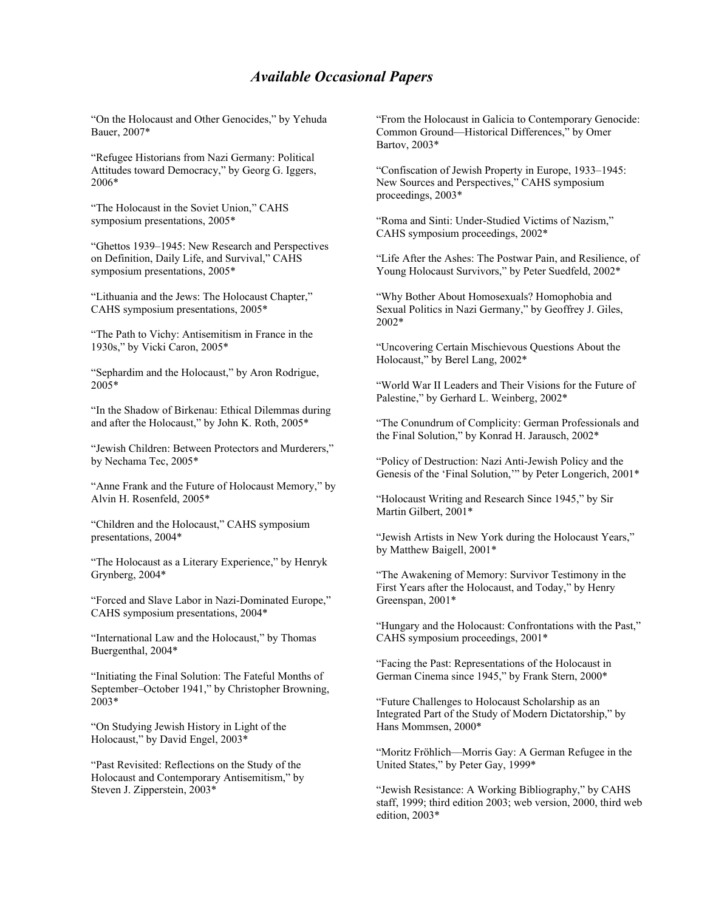# *Available Occasional Papers*

"On the Holocaust and Other Genocides," by Yehuda Bauer, 2007*

"Refugee Historians from Nazi Germany: Political Attitudes toward Democracy," by Georg G. Iggers, 2006*

"The Holocaust in the Soviet Union," CAHS symposium presentations, 2005*

"Ghettos 1939–1945: New Research and Perspectives on Definition, Daily Life, and Survival," CAHS symposium presentations, 2005*

"Lithuania and the Jews: The Holocaust Chapter," CAHS symposium presentations, 2005*

"The Path to Vichy: Antisemitism in France in the 1930s," by Vicki Caron, 2005*

"Sephardim and the Holocaust," by Aron Rodrigue, 2005*

"In the Shadow of Birkenau: Ethical Dilemmas during and after the Holocaust," by John K. Roth, 2005*

"Jewish Children: Between Protectors and Murderers," by Nechama Tec, 2005*

"Anne Frank and the Future of Holocaust Memory," by Alvin H. Rosenfeld, 2005*

"Children and the Holocaust," CAHS symposium presentations, 2004*

"The Holocaust as a Literary Experience," by Henryk Grynberg, 2004*

"Forced and Slave Labor in Nazi-Dominated Europe," CAHS symposium presentations, 2004*

"International Law and the Holocaust," by Thomas Buergenthal, 2004*

"Initiating the Final Solution: The Fateful Months of September–October 1941," by Christopher Browning, 2003*

"On Studying Jewish History in Light of the Holocaust," by David Engel, 2003*

"Past Revisited: Reflections on the Study of the Holocaust and Contemporary Antisemitism," by Steven J. Zipperstein, 2003*

"From the Holocaust in Galicia to Contemporary Genocide: Common Ground—Historical Differences," by Omer Bartov, 2003*

"Confiscation of Jewish Property in Europe, 1933–1945: New Sources and Perspectives," CAHS symposium proceedings, 2003*

"Roma and Sinti: Under-Studied Victims of Nazism," CAHS symposium proceedings, 2002*

"Life After the Ashes: The Postwar Pain, and Resilience, of Young Holocaust Survivors," by Peter Suedfeld, 2002*

"Why Bother About Homosexuals? Homophobia and Sexual Politics in Nazi Germany," by Geoffrey J. Giles, 2002*

"Uncovering Certain Mischievous Questions About the Holocaust," by Berel Lang, 2002*

"World War II Leaders and Their Visions for the Future of Palestine," by Gerhard L. Weinberg, 2002*

"The Conundrum of Complicity: German Professionals and the Final Solution," by Konrad H. Jarausch, 2002*

"Policy of Destruction: Nazi Anti-Jewish Policy and the Genesis of the 'Final Solution,'" by Peter Longerich, 2001*

"Holocaust Writing and Research Since 1945," by Sir Martin Gilbert, 2001*

"Jewish Artists in New York during the Holocaust Years," by Matthew Baigell, 2001*

"The Awakening of Memory: Survivor Testimony in the First Years after the Holocaust, and Today," by Henry Greenspan, 2001*

"Hungary and the Holocaust: Confrontations with the Past," CAHS symposium proceedings, 2001*

"Facing the Past: Representations of the Holocaust in German Cinema since 1945," by Frank Stern, 2000*

"Future Challenges to Holocaust Scholarship as an Integrated Part of the Study of Modern Dictatorship," by Hans Mommsen, 2000*

"Moritz Fröhlich—Morris Gay: A German Refugee in the United States," by Peter Gay, 1999*

"Jewish Resistance: A Working Bibliography," by CAHS staff, 1999; third edition 2003; web version, 2000, third web edition, 2003*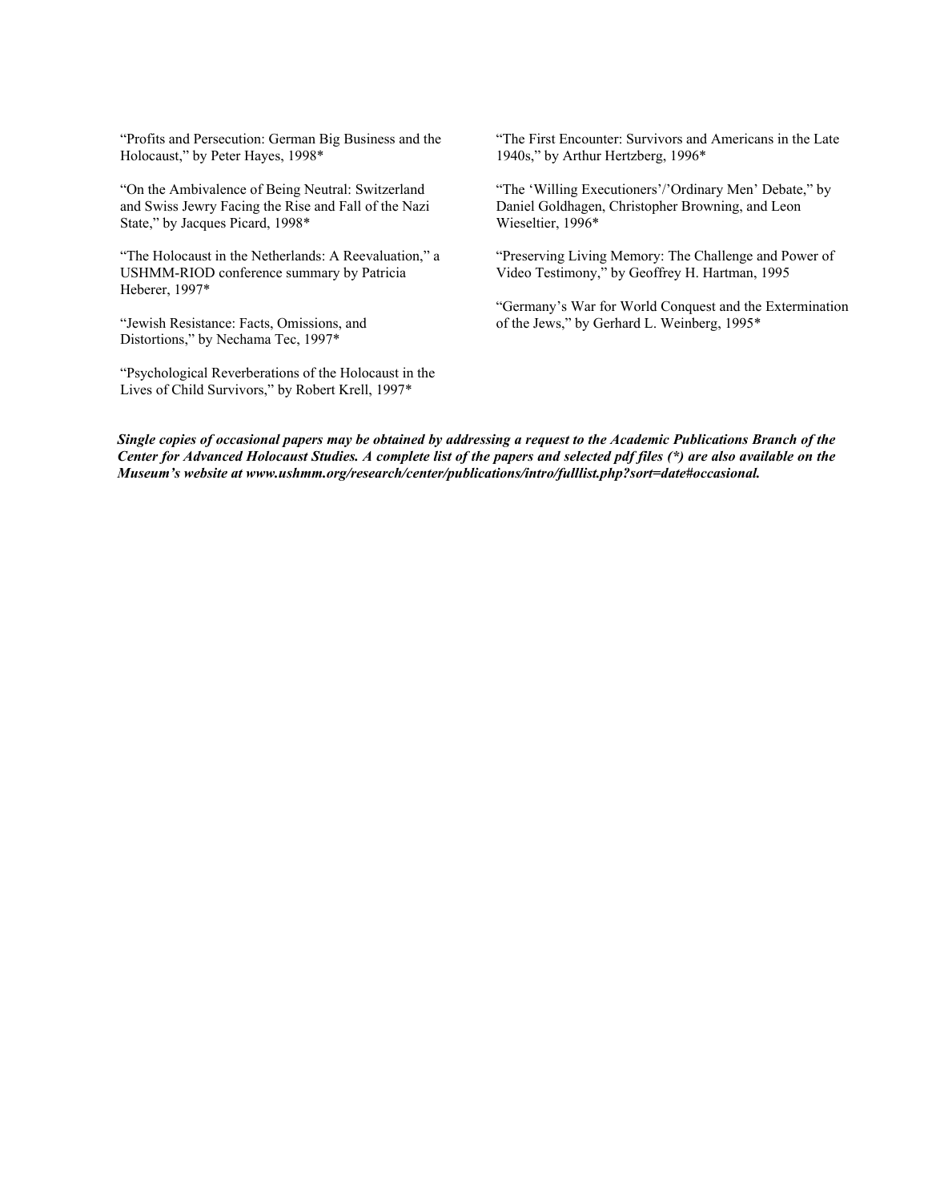"Profits and Persecution: German Big Business and the Holocaust," by Peter Hayes, 1998*

"On the Ambivalence of Being Neutral: Switzerland and Swiss Jewry Facing the Rise and Fall of the Nazi State," by Jacques Picard, 1998*

"The Holocaust in the Netherlands: A Reevaluation," a USHMM-RIOD conference summary by Patricia Heberer, 1997*

"Jewish Resistance: Facts, Omissions, and Distortions," by Nechama Tec, 1997*

"Psychological Reverberations of the Holocaust in the Lives of Child Survivors," by Robert Krell, 1997*

"The First Encounter: Survivors and Americans in the Late 1940s," by Arthur Hertzberg, 1996*

"The 'Willing Executioners'/'Ordinary Men' Debate," by Daniel Goldhagen, Christopher Browning, and Leon Wieseltier, 1996*

"Preserving Living Memory: The Challenge and Power of Video Testimony," by Geoffrey H. Hartman, 1995

"Germany's War for World Conquest and the Extermination of the Jews," by Gerhard L. Weinberg, 1995*

***Single copies of occasional papers may be obtained by addressing a request to the Academic Publications Branch of the Center for Advanced Holocaust Studies. A complete list of the papers and selected pdf files (*) are also available on the Museum's website at www.ushmm.org/research/center/publications/intro/fulllist.php?sort=date#occasional.***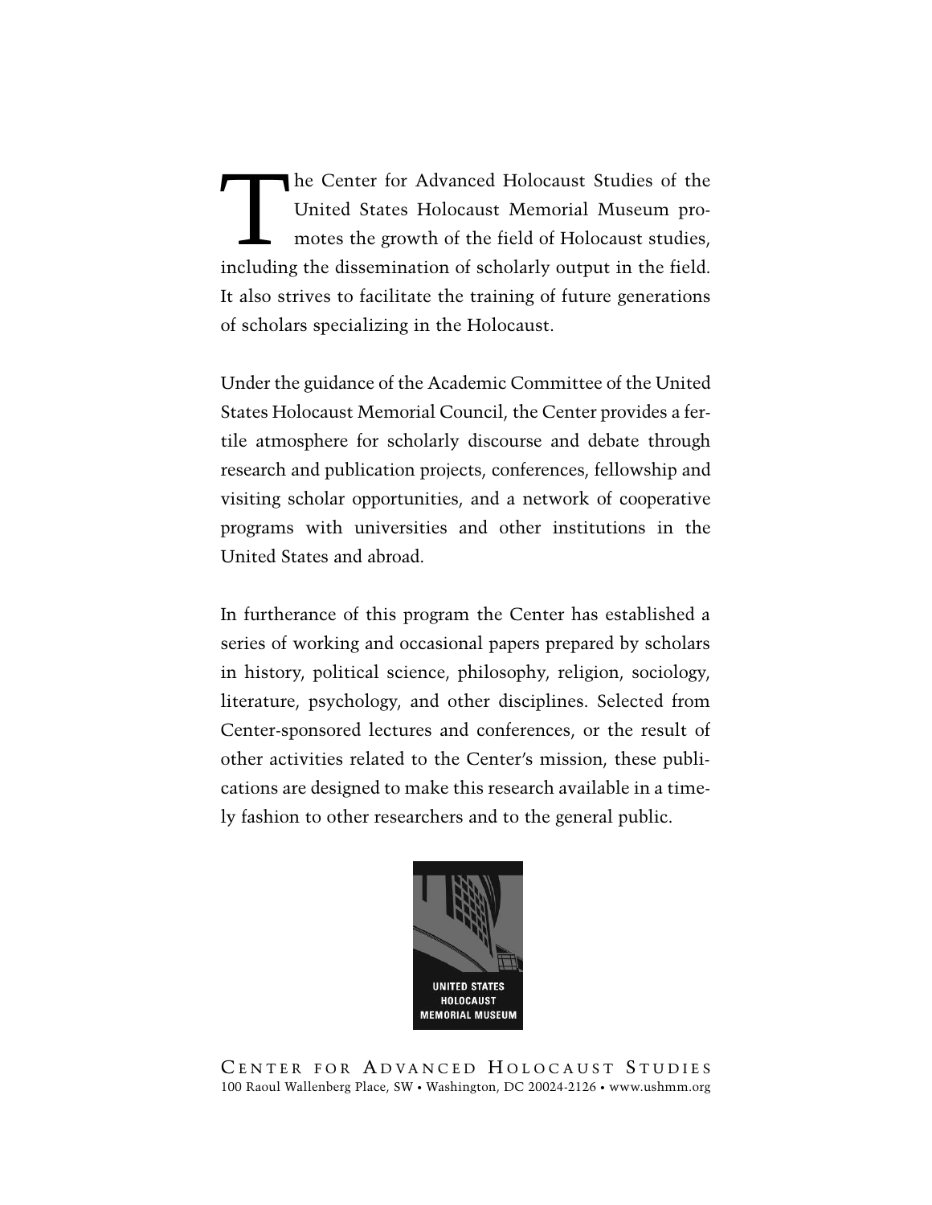The Center for Advanced Holocaust Studies of the United States Holocaust Memorial Museum promotes the growth of the field of Holocaust studies, including the dissemination of scholarly output in the field. It also strives to facilitate the training of future generations of scholars specializing in the Holocaust.

Under the guidance of the Academic Committee of the United States Holocaust Memorial Council, the Center provides a fertile atmosphere for scholarly discourse and debate through research and publication projects, conferences, fellowship and visiting scholar opportunities, and a network of cooperative programs with universities and other institutions in the United States and abroad.

In furtherance of this program the Center has established a series of working and occasional papers prepared by scholars in history, political science, philosophy, religion, sociology, literature, psychology, and other disciplines. Selected from Center-sponsored lectures and conferences, or the result of other activities related to the Center's mission, these publications are designed to make this research available in a timely fashion to other researchers and to the general public.

UNITED STATES
HOLOCAUST
MEMORIAL MUSEUM

CENTER FOR ADVANCED HOLOCAUST STUDIES
100 Raoul Wallenberg Place, SW • Washington, DC 20024-2126 • www.ushmm.org